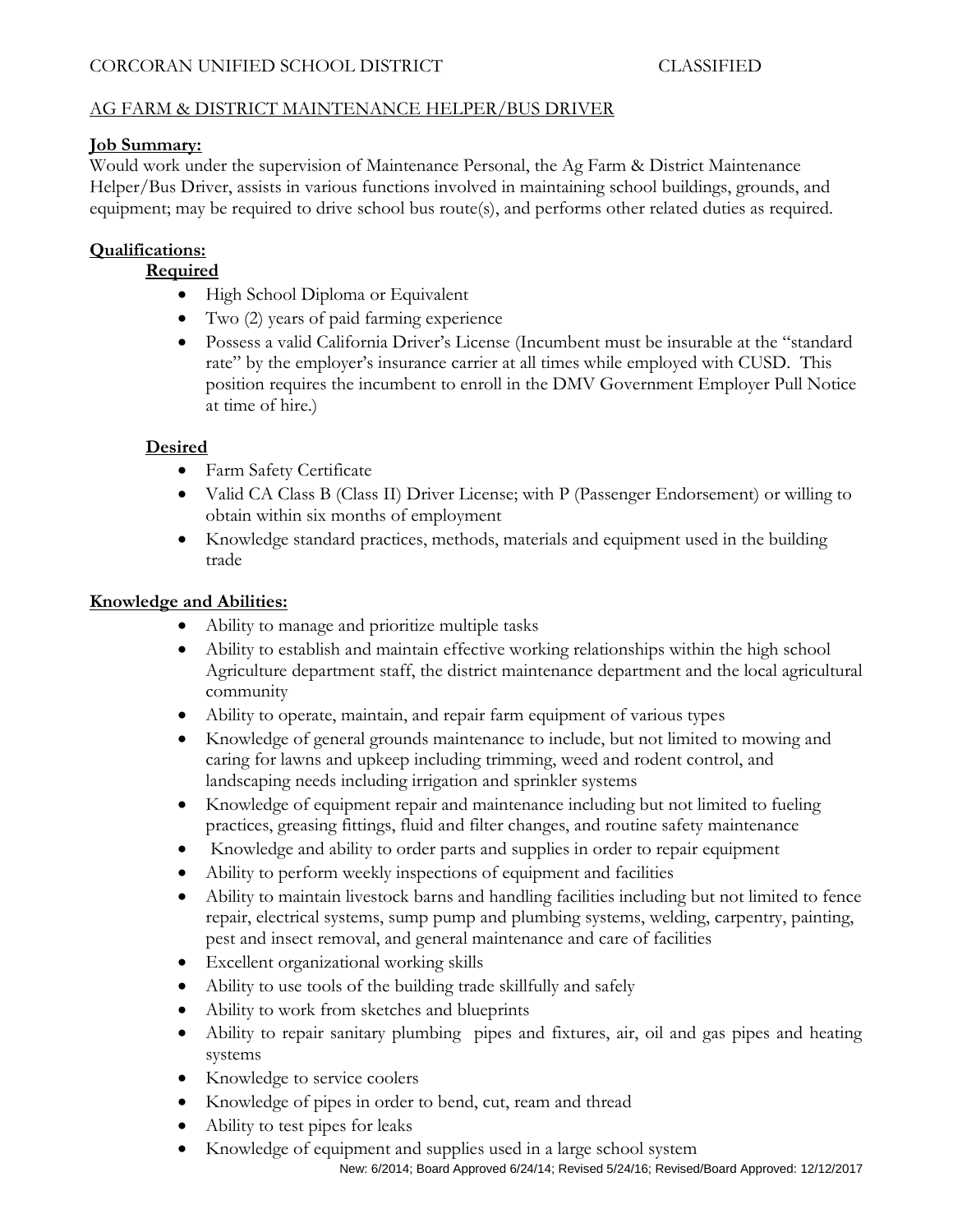CORCORAN UNIFIED SCHOOL DISTRICT CLASSIFIED

AG FARM & DISTRICT MAINTENANCE HELPER/BUS DRIVER

**Job Summary:**

Would work under the supervision of Maintenance Personal, the Ag Farm & District Maintenance Helper/Bus Driver, assists in various functions involved in maintaining school buildings, grounds, and equipment; may be required to drive school bus route(s), and performs other related duties as required.

**Qualifications:**

**Required**

- High School Diploma or Equivalent
- Two (2) years of paid farming experience
- Possess a valid California Driver's License (Incumbent must be insurable at the "standard rate" by the employer's insurance carrier at all times while employed with CUSD. This position requires the incumbent to enroll in the DMV Government Employer Pull Notice at time of hire.)

**Desired**

- Farm Safety Certificate
- Valid CA Class B (Class II) Driver License; with P (Passenger Endorsement) or willing to obtain within six months of employment
- Knowledge standard practices, methods, materials and equipment used in the building trade

**Knowledge and Abilities:**

- Ability to manage and prioritize multiple tasks
- Ability to establish and maintain effective working relationships within the high school Agriculture department staff, the district maintenance department and the local agricultural community
- Ability to operate, maintain, and repair farm equipment of various types
- Knowledge of general grounds maintenance to include, but not limited to mowing and caring for lawns and upkeep including trimming, weed and rodent control, and landscaping needs including irrigation and sprinkler systems
- Knowledge of equipment repair and maintenance including but not limited to fueling practices, greasing fittings, fluid and filter changes, and routine safety maintenance
- Knowledge and ability to order parts and supplies in order to repair equipment
- Ability to perform weekly inspections of equipment and facilities
- Ability to maintain livestock barns and handling facilities including but not limited to fence repair, electrical systems, sump pump and plumbing systems, welding, carpentry, painting, pest and insect removal, and general maintenance and care of facilities
- Excellent organizational working skills
- Ability to use tools of the building trade skillfully and safely
- Ability to work from sketches and blueprints
- Ability to repair sanitary plumbing pipes and fixtures, air, oil and gas pipes and heating systems
- Knowledge to service coolers
- Knowledge of pipes in order to bend, cut, ream and thread
- Ability to test pipes for leaks
- Knowledge of equipment and supplies used in a large school system

New: 6/2014; Board Approved 6/24/14; Revised 5/24/16; Revised/Board Approved: 12/12/2017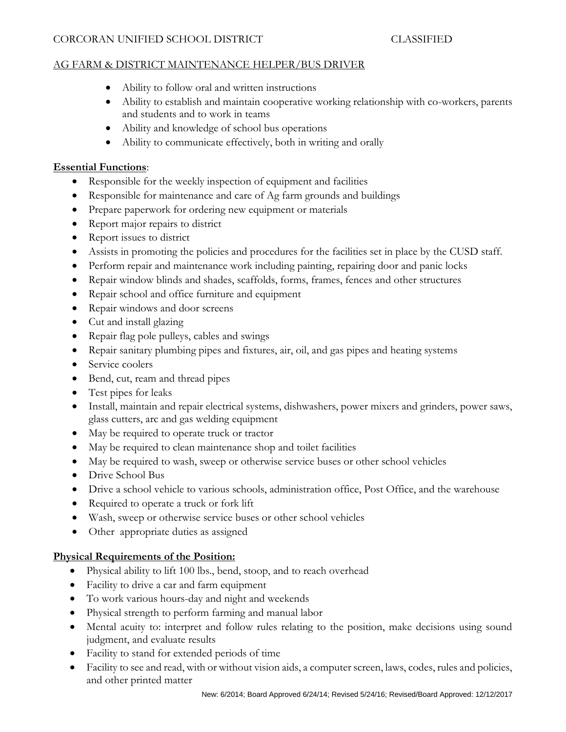- Ability to follow oral and written instructions
- Ability to establish and maintain cooperative working relationship with co-workers, parents and students and to work in teams
- Ability and knowledge of school bus operations
- Ability to communicate effectively, both in writing and orally

**Essential Functions**:

- Responsible for the weekly inspection of equipment and facilities
- Responsible for maintenance and care of Ag farm grounds and buildings
- Prepare paperwork for ordering new equipment or materials
- Report major repairs to district
- Report issues to district
- Assists in promoting the policies and procedures for the facilities set in place by the CUSD staff.
- Perform repair and maintenance work including painting, repairing door and panic locks
- Repair window blinds and shades, scaffolds, forms, frames, fences and other structures
- Repair school and office furniture and equipment
- Repair windows and door screens
- Cut and install glazing
- Repair flag pole pulleys, cables and swings
- Repair sanitary plumbing pipes and fixtures, air, oil, and gas pipes and heating systems
- Service coolers
- Bend, cut, ream and thread pipes
- Test pipes for leaks
- Install, maintain and repair electrical systems, dishwashers, power mixers and grinders, power saws, glass cutters, arc and gas welding equipment
- May be required to operate truck or tractor
- May be required to clean maintenance shop and toilet facilities
- May be required to wash, sweep or otherwise service buses or other school vehicles
- Drive School Bus
- Drive a school vehicle to various schools, administration office, Post Office, and the warehouse
- Required to operate a truck or fork lift
- Wash, sweep or otherwise service buses or other school vehicles
- Other appropriate duties as assigned

**Physical Requirements of the Position:**

- Physical ability to lift 100 lbs., bend, stoop, and to reach overhead
- Facility to drive a car and farm equipment
- To work various hours-day and night and weekends
- Physical strength to perform farming and manual labor
- Mental acuity to: interpret and follow rules relating to the position, make decisions using sound judgment, and evaluate results
- Facility to stand for extended periods of time
- Facility to see and read, with or without vision aids, a computer screen, laws, codes, rules and policies, and other printed matter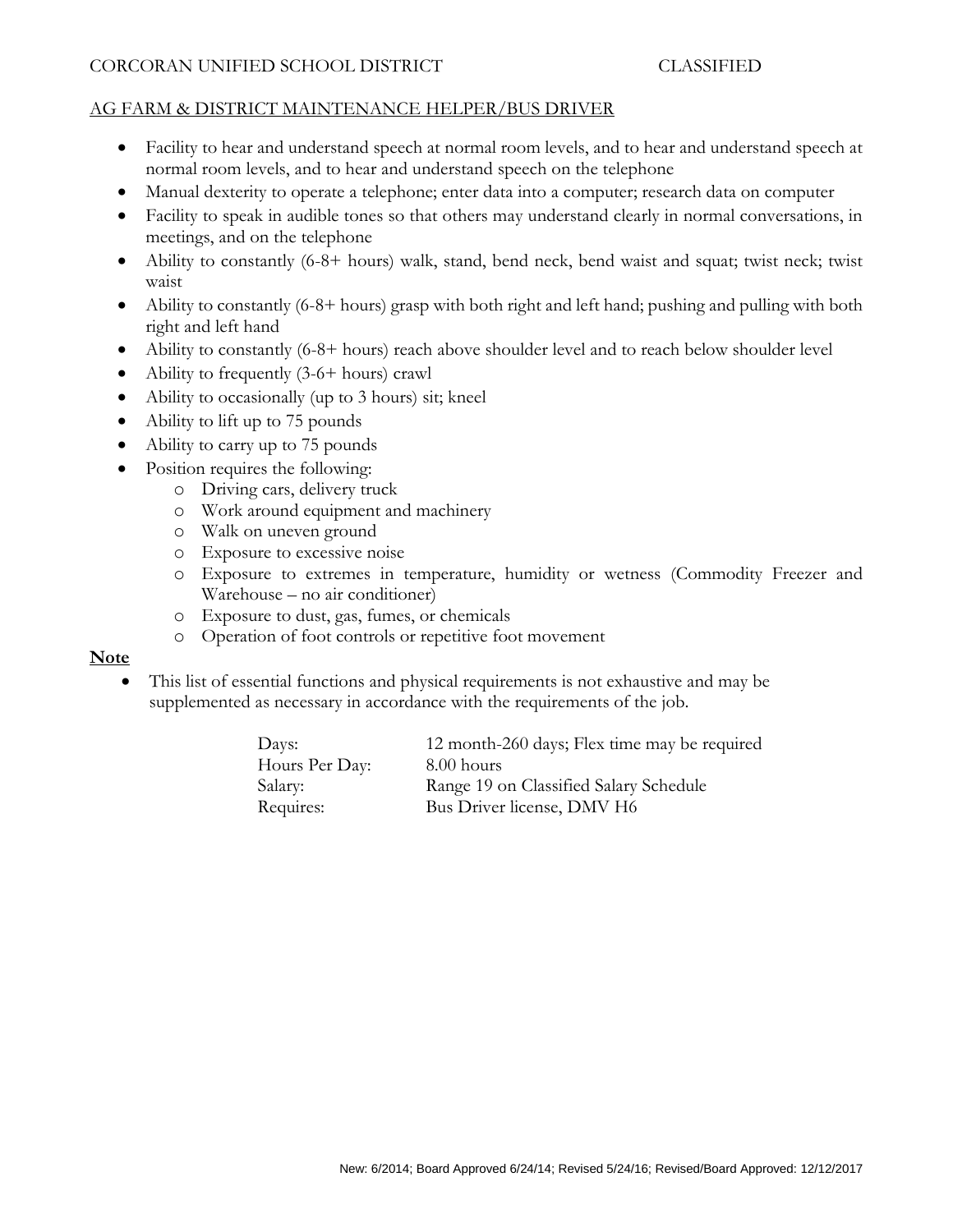AG FARM & DISTRICT MAINTENANCE HELPER/BUS DRIVER

- Facility to hear and understand speech at normal room levels, and to hear and understand speech at normal room levels, and to hear and understand speech on the telephone
- Manual dexterity to operate a telephone; enter data into a computer; research data on computer
- Facility to speak in audible tones so that others may understand clearly in normal conversations, in meetings, and on the telephone
- Ability to constantly (6-8+ hours) walk, stand, bend neck, bend waist and squat; twist neck; twist waist
- Ability to constantly (6-8+ hours) grasp with both right and left hand; pushing and pulling with both right and left hand
- Ability to constantly (6-8+ hours) reach above shoulder level and to reach below shoulder level
- Ability to frequently (3-6+ hours) crawl
- Ability to occasionally (up to 3 hours) sit; kneel
- Ability to lift up to 75 pounds
- Ability to carry up to 75 pounds
- Position requires the following:
  - Driving cars, delivery truck
  - Work around equipment and machinery
  - Walk on uneven ground
  - Exposure to excessive noise
  - Exposure to extremes in temperature, humidity or wetness (Commodity Freezer and Warehouse – no air conditioner)
  - Exposure to dust, gas, fumes, or chemicals
  - Operation of foot controls or repetitive foot movement

**Note**

- This list of essential functions and physical requirements is not exhaustive and may be supplemented as necessary in accordance with the requirements of the job.

| | |
|---|---|
| Days: | 12 month-260 days; Flex time may be required |
| Hours Per Day: | 8.00 hours |
| Salary: | Range 19 on Classified Salary Schedule |
| Requires: | Bus Driver license, DMV H6 |

New: 6/2014; Board Approved 6/24/14; Revised 5/24/16; Revised/Board Approved: 12/12/2017